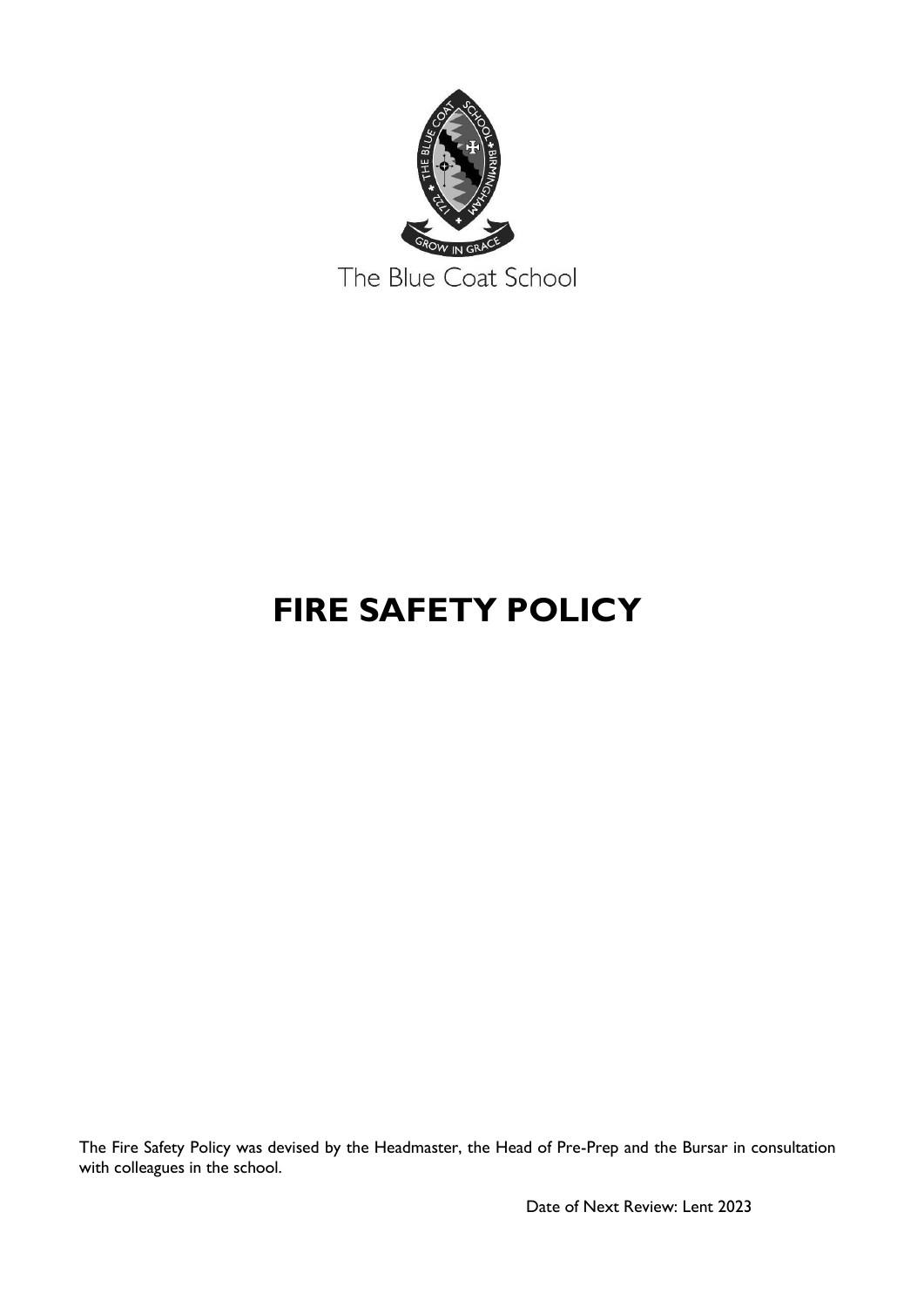The Blue Coat School

# FIRE SAFETY POLICY

The Fire Safety Policy was devised by the Headmaster, the Head of Pre-Prep and the Bursar in consultation with colleagues in the school.

Date of Next Review: Lent 2023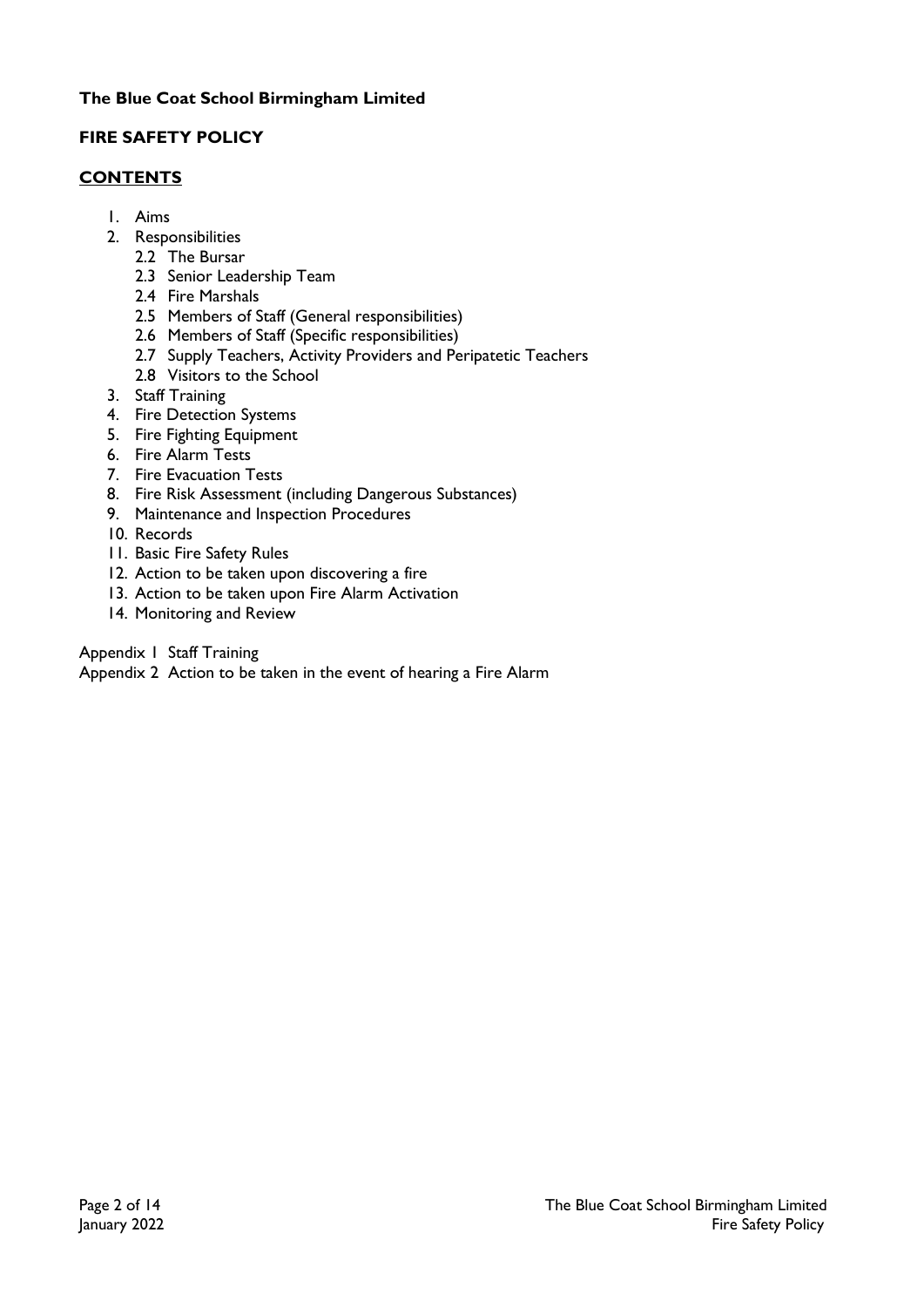**The Blue Coat School Birmingham Limited**

**FIRE SAFETY POLICY**

## CONTENTS

1. Aims
2. Responsibilities
   - 2.2 The Bursar
   - 2.3 Senior Leadership Team
   - 2.4 Fire Marshals
   - 2.5 Members of Staff (General responsibilities)
   - 2.6 Members of Staff (Specific responsibilities)
   - 2.7 Supply Teachers, Activity Providers and Peripatetic Teachers
   - 2.8 Visitors to the School
3. Staff Training
4. Fire Detection Systems
5. Fire Fighting Equipment
6. Fire Alarm Tests
7. Fire Evacuation Tests
8. Fire Risk Assessment (including Dangerous Substances)
9. Maintenance and Inspection Procedures
10. Records
11. Basic Fire Safety Rules
12. Action to be taken upon discovering a fire
13. Action to be taken upon Fire Alarm Activation
14. Monitoring and Review

Appendix 1 Staff Training

Appendix 2 Action to be taken in the event of hearing a Fire Alarm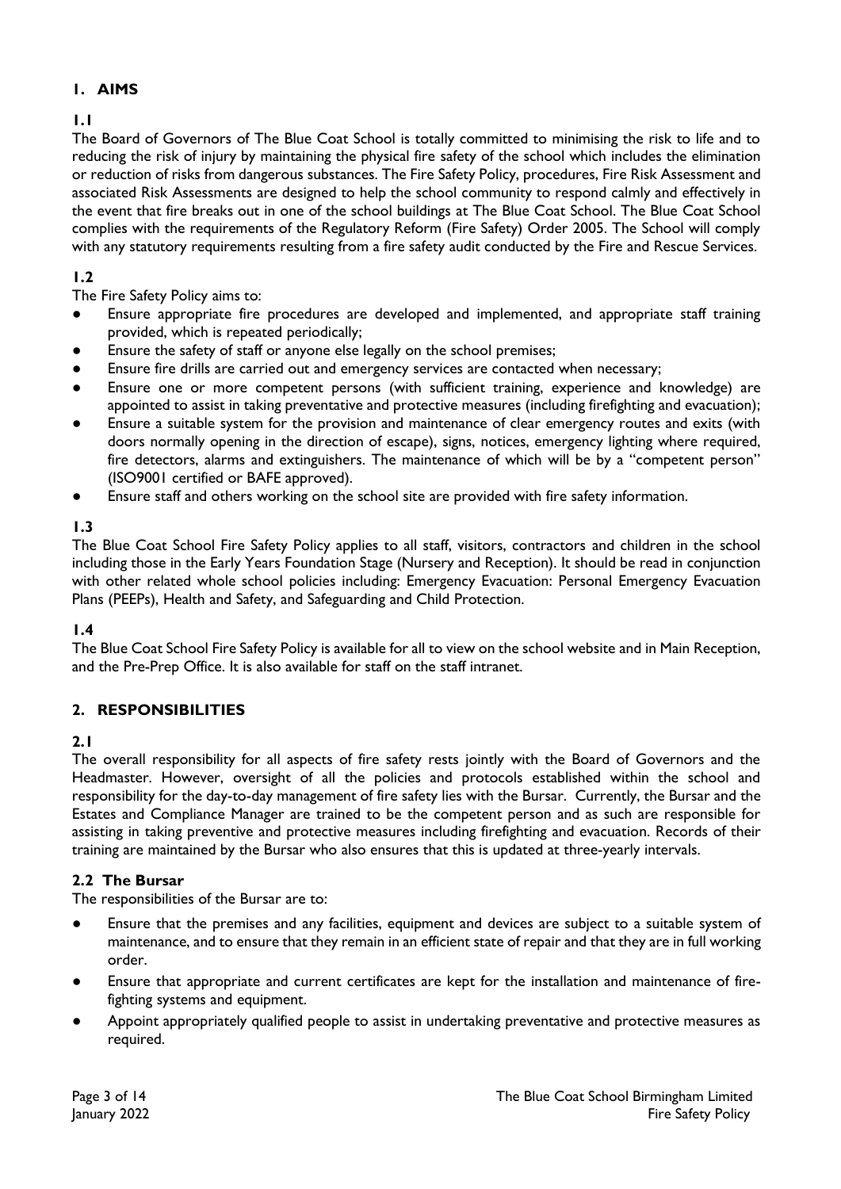## 1. AIMS

### 1.1

The Board of Governors of The Blue Coat School is totally committed to minimising the risk to life and to reducing the risk of injury by maintaining the physical fire safety of the school which includes the elimination or reduction of risks from dangerous substances. The Fire Safety Policy, procedures, Fire Risk Assessment and associated Risk Assessments are designed to help the school community to respond calmly and effectively in the event that fire breaks out in one of the school buildings at The Blue Coat School. The Blue Coat School complies with the requirements of the Regulatory Reform (Fire Safety) Order 2005. The School will comply with any statutory requirements resulting from a fire safety audit conducted by the Fire and Rescue Services.

### 1.2

The Fire Safety Policy aims to:

- Ensure appropriate fire procedures are developed and implemented, and appropriate staff training provided, which is repeated periodically;
- Ensure the safety of staff or anyone else legally on the school premises;
- Ensure fire drills are carried out and emergency services are contacted when necessary;
- Ensure one or more competent persons (with sufficient training, experience and knowledge) are appointed to assist in taking preventative and protective measures (including firefighting and evacuation);
- Ensure a suitable system for the provision and maintenance of clear emergency routes and exits (with doors normally opening in the direction of escape), signs, notices, emergency lighting where required, fire detectors, alarms and extinguishers. The maintenance of which will be by a "competent person" (ISO9001 certified or BAFE approved).
- Ensure staff and others working on the school site are provided with fire safety information.

### 1.3

The Blue Coat School Fire Safety Policy applies to all staff, visitors, contractors and children in the school including those in the Early Years Foundation Stage (Nursery and Reception). It should be read in conjunction with other related whole school policies including: Emergency Evacuation: Personal Emergency Evacuation Plans (PEEPs), Health and Safety, and Safeguarding and Child Protection.

### 1.4

The Blue Coat School Fire Safety Policy is available for all to view on the school website and in Main Reception, and the Pre-Prep Office. It is also available for staff on the staff intranet.

## 2. RESPONSIBILITIES

### 2.1

The overall responsibility for all aspects of fire safety rests jointly with the Board of Governors and the Headmaster. However, oversight of all the policies and protocols established within the school and responsibility for the day-to-day management of fire safety lies with the Bursar. Currently, the Bursar and the Estates and Compliance Manager are trained to be the competent person and as such are responsible for assisting in taking preventive and protective measures including firefighting and evacuation. Records of their training are maintained by the Bursar who also ensures that this is updated at three-yearly intervals.

### 2.2 The Bursar

The responsibilities of the Bursar are to:

- Ensure that the premises and any facilities, equipment and devices are subject to a suitable system of maintenance, and to ensure that they remain in an efficient state of repair and that they are in full working order.
- Ensure that appropriate and current certificates are kept for the installation and maintenance of fire-fighting systems and equipment.
- Appoint appropriately qualified people to assist in undertaking preventative and protective measures as required.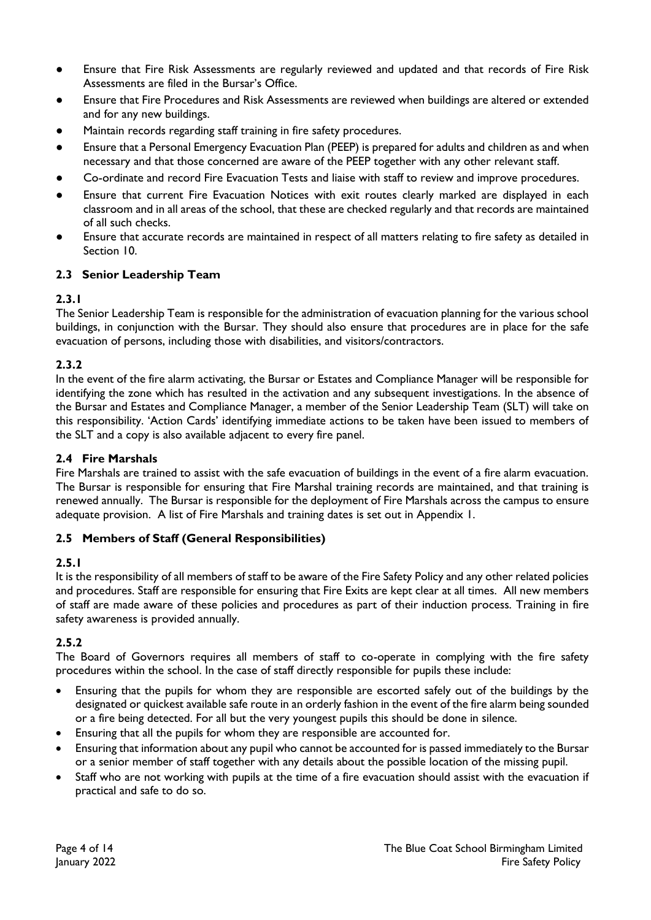- Ensure that Fire Risk Assessments are regularly reviewed and updated and that records of Fire Risk Assessments are filed in the Bursar's Office.
- Ensure that Fire Procedures and Risk Assessments are reviewed when buildings are altered or extended and for any new buildings.
- Maintain records regarding staff training in fire safety procedures.
- Ensure that a Personal Emergency Evacuation Plan (PEEP) is prepared for adults and children as and when necessary and that those concerned are aware of the PEEP together with any other relevant staff.
- Co-ordinate and record Fire Evacuation Tests and liaise with staff to review and improve procedures.
- Ensure that current Fire Evacuation Notices with exit routes clearly marked are displayed in each classroom and in all areas of the school, that these are checked regularly and that records are maintained of all such checks.
- Ensure that accurate records are maintained in respect of all matters relating to fire safety as detailed in Section 10.

### 2.3 Senior Leadership Team

#### 2.3.1

The Senior Leadership Team is responsible for the administration of evacuation planning for the various school buildings, in conjunction with the Bursar. They should also ensure that procedures are in place for the safe evacuation of persons, including those with disabilities, and visitors/contractors.

#### 2.3.2

In the event of the fire alarm activating, the Bursar or Estates and Compliance Manager will be responsible for identifying the zone which has resulted in the activation and any subsequent investigations. In the absence of the Bursar and Estates and Compliance Manager, a member of the Senior Leadership Team (SLT) will take on this responsibility. 'Action Cards' identifying immediate actions to be taken have been issued to members of the SLT and a copy is also available adjacent to every fire panel.

### 2.4 Fire Marshals

Fire Marshals are trained to assist with the safe evacuation of buildings in the event of a fire alarm evacuation. The Bursar is responsible for ensuring that Fire Marshal training records are maintained, and that training is renewed annually. The Bursar is responsible for the deployment of Fire Marshals across the campus to ensure adequate provision. A list of Fire Marshals and training dates is set out in Appendix 1.

### 2.5 Members of Staff (General Responsibilities)

#### 2.5.1

It is the responsibility of all members of staff to be aware of the Fire Safety Policy and any other related policies and procedures. Staff are responsible for ensuring that Fire Exits are kept clear at all times. All new members of staff are made aware of these policies and procedures as part of their induction process. Training in fire safety awareness is provided annually.

#### 2.5.2

The Board of Governors requires all members of staff to co-operate in complying with the fire safety procedures within the school. In the case of staff directly responsible for pupils these include:

- Ensuring that the pupils for whom they are responsible are escorted safely out of the buildings by the designated or quickest available safe route in an orderly fashion in the event of the fire alarm being sounded or a fire being detected. For all but the very youngest pupils this should be done in silence.
- Ensuring that all the pupils for whom they are responsible are accounted for.
- Ensuring that information about any pupil who cannot be accounted for is passed immediately to the Bursar or a senior member of staff together with any details about the possible location of the missing pupil.
- Staff who are not working with pupils at the time of a fire evacuation should assist with the evacuation if practical and safe to do so.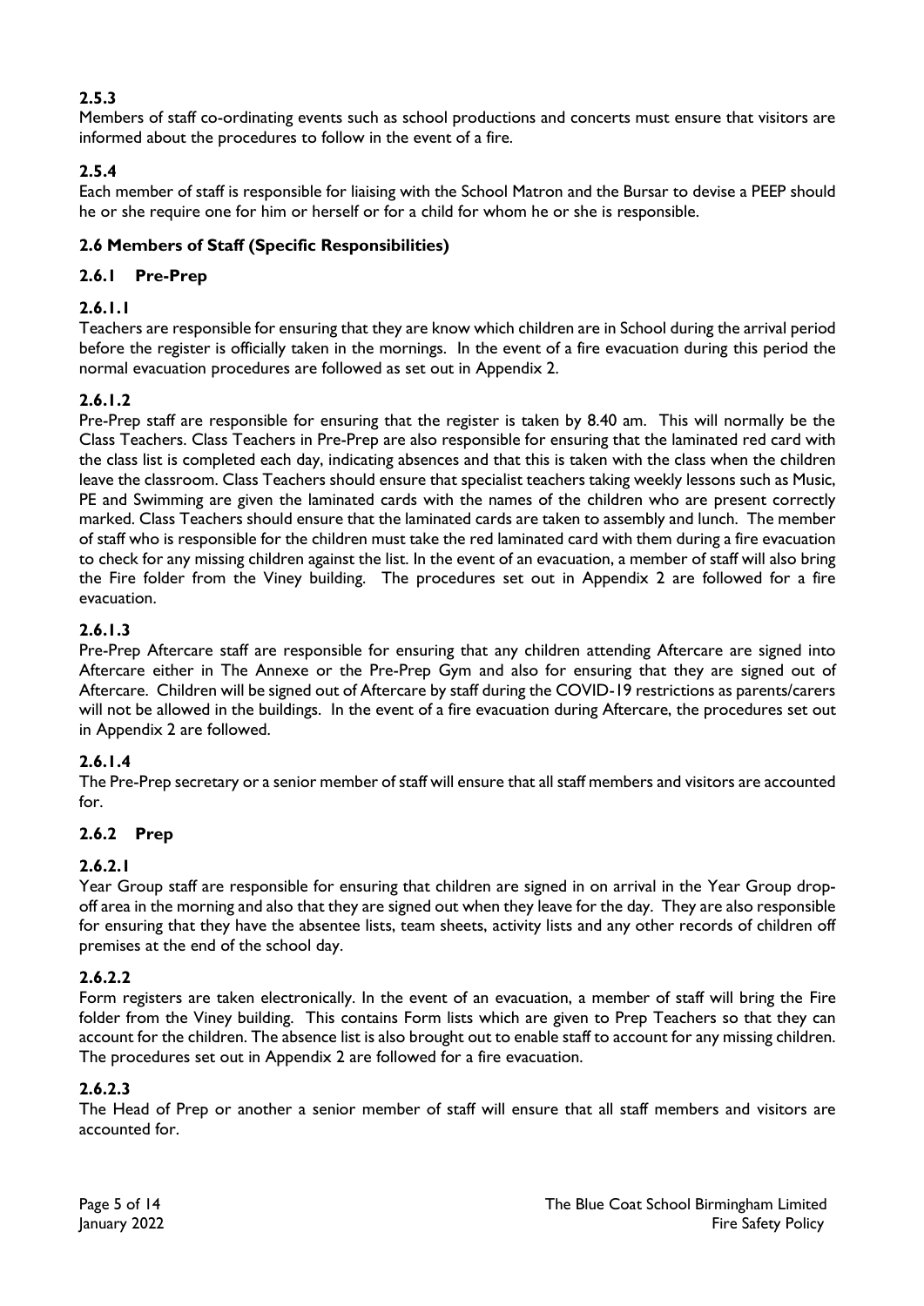**2.5.3**

Members of staff co-ordinating events such as school productions and concerts must ensure that visitors are informed about the procedures to follow in the event of a fire.

**2.5.4**

Each member of staff is responsible for liaising with the School Matron and the Bursar to devise a PEEP should he or she require one for him or herself or for a child for whom he or she is responsible.

### 2.6 Members of Staff (Specific Responsibilities)

### 2.6.1 Pre-Prep

**2.6.1.1**

Teachers are responsible for ensuring that they are know which children are in School during the arrival period before the register is officially taken in the mornings. In the event of a fire evacuation during this period the normal evacuation procedures are followed as set out in Appendix 2.

**2.6.1.2**

Pre-Prep staff are responsible for ensuring that the register is taken by 8.40 am. This will normally be the Class Teachers. Class Teachers in Pre-Prep are also responsible for ensuring that the laminated red card with the class list is completed each day, indicating absences and that this is taken with the class when the children leave the classroom. Class Teachers should ensure that specialist teachers taking weekly lessons such as Music, PE and Swimming are given the laminated cards with the names of the children who are present correctly marked. Class Teachers should ensure that the laminated cards are taken to assembly and lunch. The member of staff who is responsible for the children must take the red laminated card with them during a fire evacuation to check for any missing children against the list. In the event of an evacuation, a member of staff will also bring the Fire folder from the Viney building. The procedures set out in Appendix 2 are followed for a fire evacuation.

**2.6.1.3**

Pre-Prep Aftercare staff are responsible for ensuring that any children attending Aftercare are signed into Aftercare either in The Annexe or the Pre-Prep Gym and also for ensuring that they are signed out of Aftercare. Children will be signed out of Aftercare by staff during the COVID-19 restrictions as parents/carers will not be allowed in the buildings. In the event of a fire evacuation during Aftercare, the procedures set out in Appendix 2 are followed.

**2.6.1.4**

The Pre-Prep secretary or a senior member of staff will ensure that all staff members and visitors are accounted for.

### 2.6.2 Prep

**2.6.2.1**

Year Group staff are responsible for ensuring that children are signed in on arrival in the Year Group drop-off area in the morning and also that they are signed out when they leave for the day. They are also responsible for ensuring that they have the absentee lists, team sheets, activity lists and any other records of children off premises at the end of the school day.

**2.6.2.2**

Form registers are taken electronically. In the event of an evacuation, a member of staff will bring the Fire folder from the Viney building. This contains Form lists which are given to Prep Teachers so that they can account for the children. The absence list is also brought out to enable staff to account for any missing children. The procedures set out in Appendix 2 are followed for a fire evacuation.

**2.6.2.3**

The Head of Prep or another a senior member of staff will ensure that all staff members and visitors are accounted for.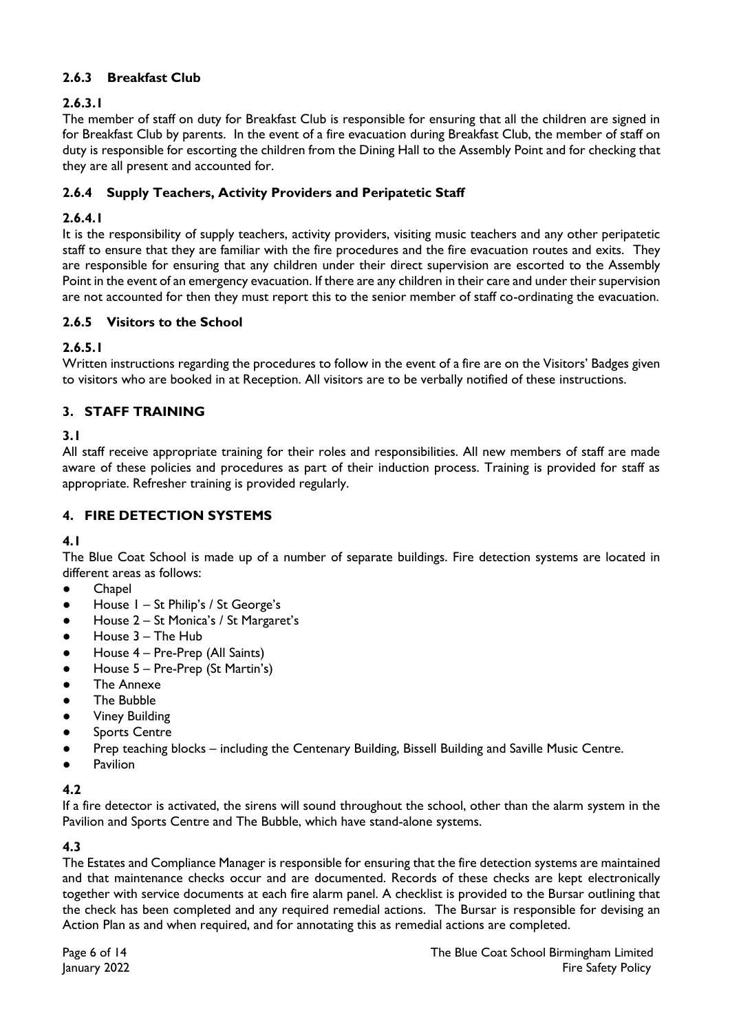### 2.6.3 Breakfast Club

#### 2.6.3.1

The member of staff on duty for Breakfast Club is responsible for ensuring that all the children are signed in for Breakfast Club by parents. In the event of a fire evacuation during Breakfast Club, the member of staff on duty is responsible for escorting the children from the Dining Hall to the Assembly Point and for checking that they are all present and accounted for.

### 2.6.4 Supply Teachers, Activity Providers and Peripatetic Staff

#### 2.6.4.1

It is the responsibility of supply teachers, activity providers, visiting music teachers and any other peripatetic staff to ensure that they are familiar with the fire procedures and the fire evacuation routes and exits. They are responsible for ensuring that any children under their direct supervision are escorted to the Assembly Point in the event of an emergency evacuation. If there are any children in their care and under their supervision are not accounted for then they must report this to the senior member of staff co-ordinating the evacuation.

### 2.6.5 Visitors to the School

#### 2.6.5.1

Written instructions regarding the procedures to follow in the event of a fire are on the Visitors' Badges given to visitors who are booked in at Reception. All visitors are to be verbally notified of these instructions.

## 3. STAFF TRAINING

### 3.1

All staff receive appropriate training for their roles and responsibilities. All new members of staff are made aware of these policies and procedures as part of their induction process. Training is provided for staff as appropriate. Refresher training is provided regularly.

## 4. FIRE DETECTION SYSTEMS

### 4.1

The Blue Coat School is made up of a number of separate buildings. Fire detection systems are located in different areas as follows:

- Chapel
- House 1 – St Philip's / St George's
- House 2 – St Monica's / St Margaret's
- House 3 – The Hub
- House 4 – Pre-Prep (All Saints)
- House 5 – Pre-Prep (St Martin's)
- The Annexe
- The Bubble
- Viney Building
- Sports Centre
- Prep teaching blocks – including the Centenary Building, Bissell Building and Saville Music Centre.
- Pavilion

### 4.2

If a fire detector is activated, the sirens will sound throughout the school, other than the alarm system in the Pavilion and Sports Centre and The Bubble, which have stand-alone systems.

### 4.3

The Estates and Compliance Manager is responsible for ensuring that the fire detection systems are maintained and that maintenance checks occur and are documented. Records of these checks are kept electronically together with service documents at each fire alarm panel. A checklist is provided to the Bursar outlining that the check has been completed and any required remedial actions. The Bursar is responsible for devising an Action Plan as and when required, and for annotating this as remedial actions are completed.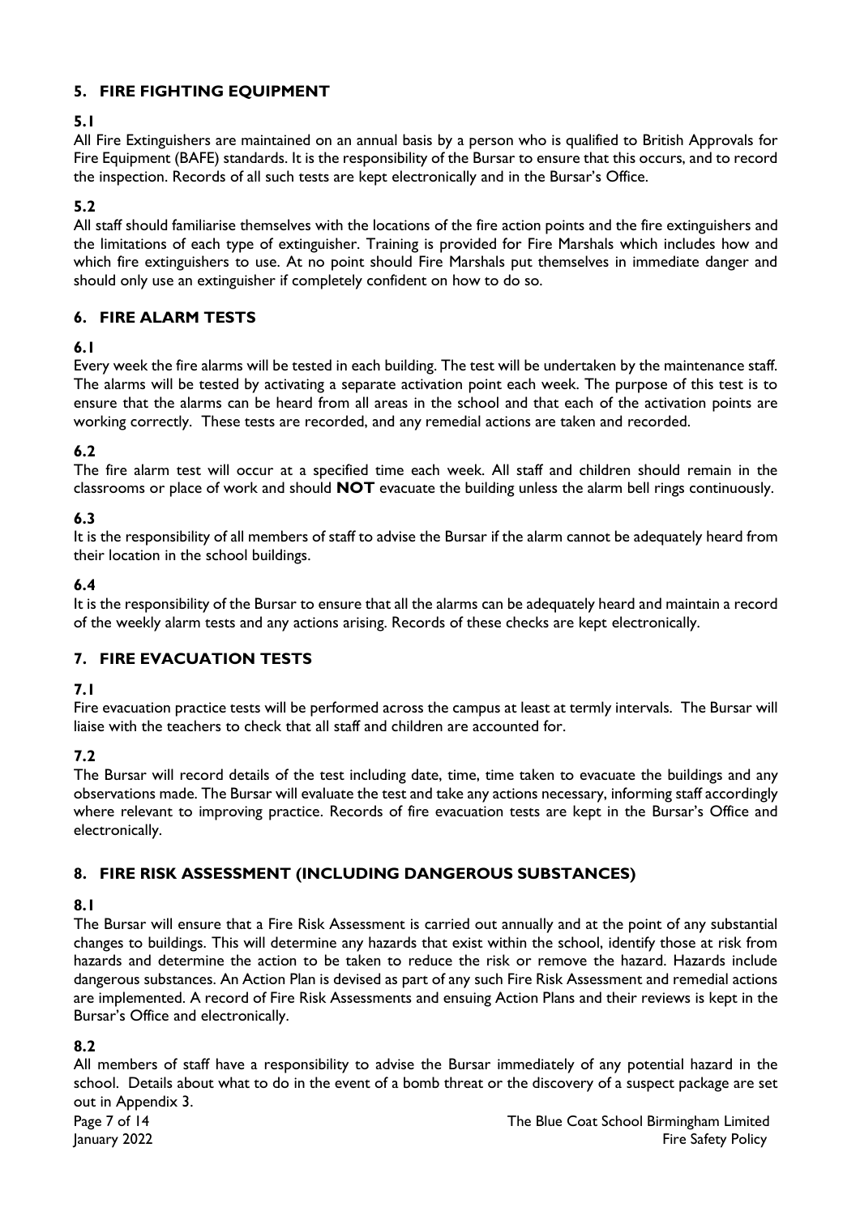## 5. FIRE FIGHTING EQUIPMENT

**5.1**

All Fire Extinguishers are maintained on an annual basis by a person who is qualified to British Approvals for Fire Equipment (BAFE) standards. It is the responsibility of the Bursar to ensure that this occurs, and to record the inspection. Records of all such tests are kept electronically and in the Bursar's Office.

**5.2**

All staff should familiarise themselves with the locations of the fire action points and the fire extinguishers and the limitations of each type of extinguisher. Training is provided for Fire Marshals which includes how and which fire extinguishers to use. At no point should Fire Marshals put themselves in immediate danger and should only use an extinguisher if completely confident on how to do so.

## 6. FIRE ALARM TESTS

**6.1**

Every week the fire alarms will be tested in each building. The test will be undertaken by the maintenance staff. The alarms will be tested by activating a separate activation point each week. The purpose of this test is to ensure that the alarms can be heard from all areas in the school and that each of the activation points are working correctly. These tests are recorded, and any remedial actions are taken and recorded.

**6.2**

The fire alarm test will occur at a specified time each week. All staff and children should remain in the classrooms or place of work and should **NOT** evacuate the building unless the alarm bell rings continuously.

**6.3**

It is the responsibility of all members of staff to advise the Bursar if the alarm cannot be adequately heard from their location in the school buildings.

**6.4**

It is the responsibility of the Bursar to ensure that all the alarms can be adequately heard and maintain a record of the weekly alarm tests and any actions arising. Records of these checks are kept electronically.

## 7. FIRE EVACUATION TESTS

**7.1**

Fire evacuation practice tests will be performed across the campus at least at termly intervals. The Bursar will liaise with the teachers to check that all staff and children are accounted for.

**7.2**

The Bursar will record details of the test including date, time, time taken to evacuate the buildings and any observations made. The Bursar will evaluate the test and take any actions necessary, informing staff accordingly where relevant to improving practice. Records of fire evacuation tests are kept in the Bursar's Office and electronically.

## 8. FIRE RISK ASSESSMENT (INCLUDING DANGEROUS SUBSTANCES)

**8.1**

The Bursar will ensure that a Fire Risk Assessment is carried out annually and at the point of any substantial changes to buildings. This will determine any hazards that exist within the school, identify those at risk from hazards and determine the action to be taken to reduce the risk or remove the hazard. Hazards include dangerous substances. An Action Plan is devised as part of any such Fire Risk Assessment and remedial actions are implemented. A record of Fire Risk Assessments and ensuing Action Plans and their reviews is kept in the Bursar's Office and electronically.

**8.2**

All members of staff have a responsibility to advise the Bursar immediately of any potential hazard in the school. Details about what to do in the event of a bomb threat or the discovery of a suspect package are set out in Appendix 3.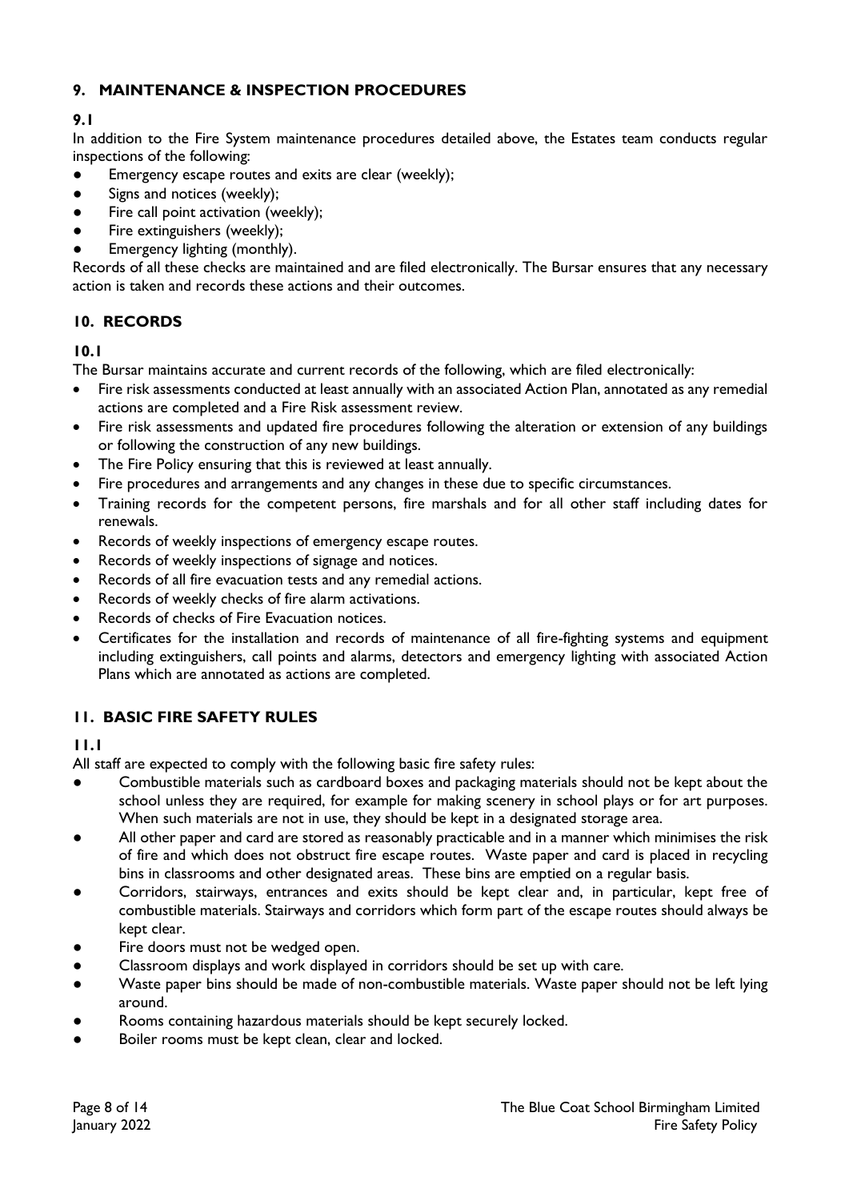## 9. MAINTENANCE & INSPECTION PROCEDURES

**9.1**

In addition to the Fire System maintenance procedures detailed above, the Estates team conducts regular inspections of the following:

- Emergency escape routes and exits are clear (weekly);
- Signs and notices (weekly);
- Fire call point activation (weekly);
- Fire extinguishers (weekly);
- Emergency lighting (monthly).

Records of all these checks are maintained and are filed electronically. The Bursar ensures that any necessary action is taken and records these actions and their outcomes.

## 10. RECORDS

**10.1**

The Bursar maintains accurate and current records of the following, which are filed electronically:

- Fire risk assessments conducted at least annually with an associated Action Plan, annotated as any remedial actions are completed and a Fire Risk assessment review.
- Fire risk assessments and updated fire procedures following the alteration or extension of any buildings or following the construction of any new buildings.
- The Fire Policy ensuring that this is reviewed at least annually.
- Fire procedures and arrangements and any changes in these due to specific circumstances.
- Training records for the competent persons, fire marshals and for all other staff including dates for renewals.
- Records of weekly inspections of emergency escape routes.
- Records of weekly inspections of signage and notices.
- Records of all fire evacuation tests and any remedial actions.
- Records of weekly checks of fire alarm activations.
- Records of checks of Fire Evacuation notices.
- Certificates for the installation and records of maintenance of all fire-fighting systems and equipment including extinguishers, call points and alarms, detectors and emergency lighting with associated Action Plans which are annotated as actions are completed.

## 11. BASIC FIRE SAFETY RULES

**11.1**

All staff are expected to comply with the following basic fire safety rules:

- Combustible materials such as cardboard boxes and packaging materials should not be kept about the school unless they are required, for example for making scenery in school plays or for art purposes. When such materials are not in use, they should be kept in a designated storage area.
- All other paper and card are stored as reasonably practicable and in a manner which minimises the risk of fire and which does not obstruct fire escape routes. Waste paper and card is placed in recycling bins in classrooms and other designated areas. These bins are emptied on a regular basis.
- Corridors, stairways, entrances and exits should be kept clear and, in particular, kept free of combustible materials. Stairways and corridors which form part of the escape routes should always be kept clear.
- Fire doors must not be wedged open.
- Classroom displays and work displayed in corridors should be set up with care.
- Waste paper bins should be made of non-combustible materials. Waste paper should not be left lying around.
- Rooms containing hazardous materials should be kept securely locked.
- Boiler rooms must be kept clean, clear and locked.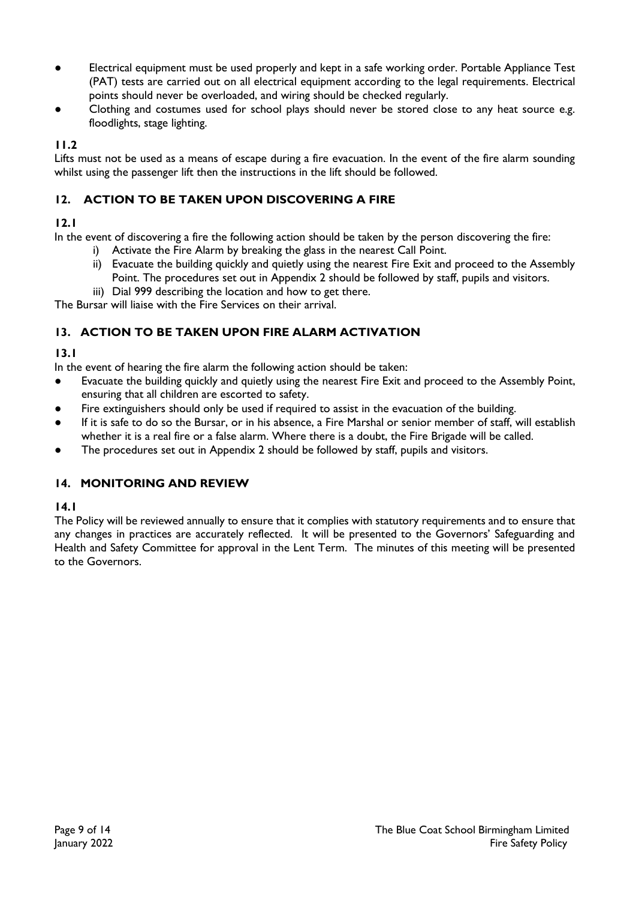- Electrical equipment must be used properly and kept in a safe working order. Portable Appliance Test (PAT) tests are carried out on all electrical equipment according to the legal requirements. Electrical points should never be overloaded, and wiring should be checked regularly.
- Clothing and costumes used for school plays should never be stored close to any heat source e.g. floodlights, stage lighting.

**11.2**

Lifts must not be used as a means of escape during a fire evacuation. In the event of the fire alarm sounding whilst using the passenger lift then the instructions in the lift should be followed.

## 12. ACTION TO BE TAKEN UPON DISCOVERING A FIRE

**12.1**

In the event of discovering a fire the following action should be taken by the person discovering the fire:

i) Activate the Fire Alarm by breaking the glass in the nearest Call Point.
ii) Evacuate the building quickly and quietly using the nearest Fire Exit and proceed to the Assembly Point. The procedures set out in Appendix 2 should be followed by staff, pupils and visitors.
iii) Dial 999 describing the location and how to get there.

The Bursar will liaise with the Fire Services on their arrival.

## 13. ACTION TO BE TAKEN UPON FIRE ALARM ACTIVATION

**13.1**

In the event of hearing the fire alarm the following action should be taken:

- Evacuate the building quickly and quietly using the nearest Fire Exit and proceed to the Assembly Point, ensuring that all children are escorted to safety.
- Fire extinguishers should only be used if required to assist in the evacuation of the building.
- If it is safe to do so the Bursar, or in his absence, a Fire Marshal or senior member of staff, will establish whether it is a real fire or a false alarm. Where there is a doubt, the Fire Brigade will be called.
- The procedures set out in Appendix 2 should be followed by staff, pupils and visitors.

## 14. MONITORING AND REVIEW

**14.1**

The Policy will be reviewed annually to ensure that it complies with statutory requirements and to ensure that any changes in practices are accurately reflected. It will be presented to the Governors' Safeguarding and Health and Safety Committee for approval in the Lent Term. The minutes of this meeting will be presented to the Governors.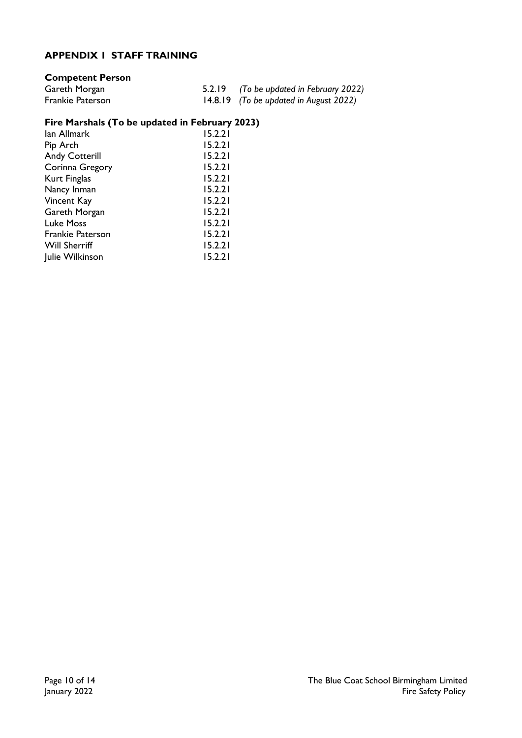## APPENDIX 1 STAFF TRAINING

### Competent Person

| | | |
|---|---|---|
| Gareth Morgan | 5.2.19 | *(To be updated in February 2022)* |
| Frankie Paterson | 14.8.19 | *(To be updated in August 2022)* |

### Fire Marshals (To be updated in February 2023)

| | |
|---|---|
| Ian Allmark | 15.2.21 |
| Pip Arch | 15.2.21 |
| Andy Cotterill | 15.2.21 |
| Corinna Gregory | 15.2.21 |
| Kurt Finglas | 15.2.21 |
| Nancy Inman | 15.2.21 |
| Vincent Kay | 15.2.21 |
| Gareth Morgan | 15.2.21 |
| Luke Moss | 15.2.21 |
| Frankie Paterson | 15.2.21 |
| Will Sherriff | 15.2.21 |
| Julie Wilkinson | 15.2.21 |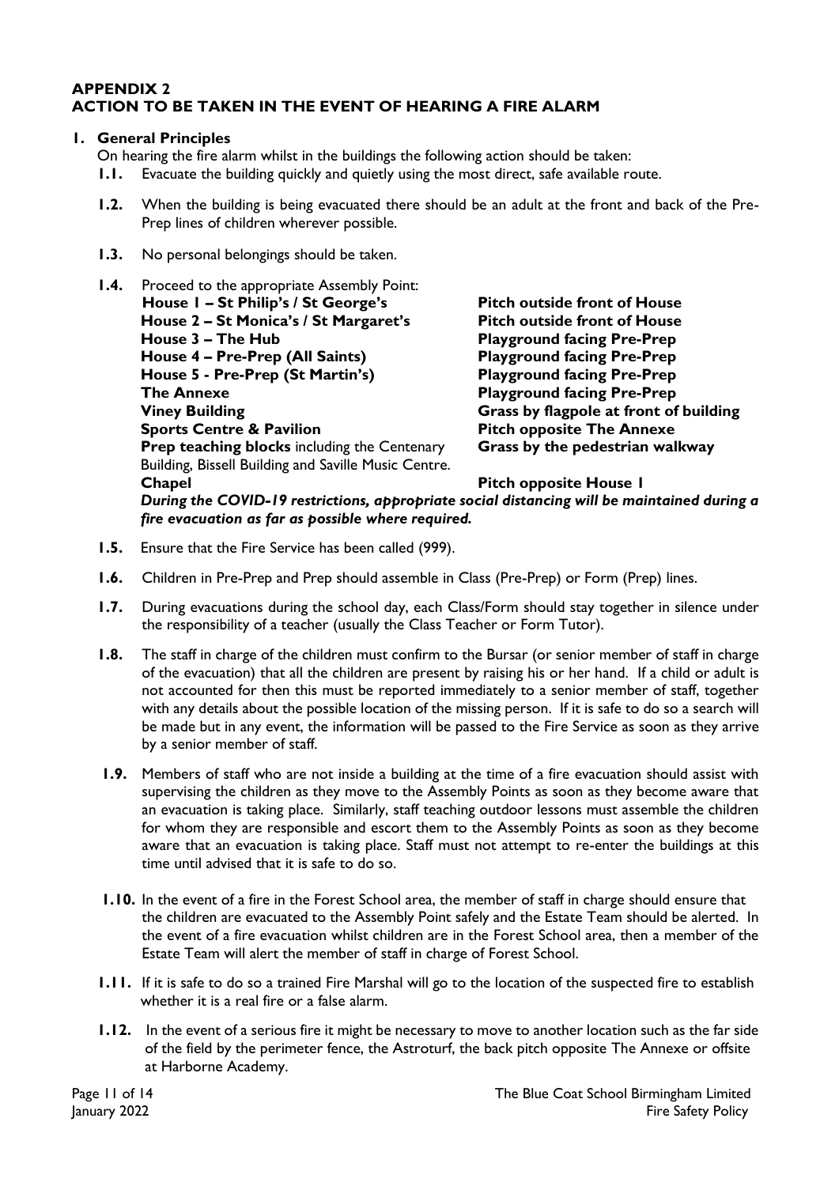## APPENDIX 2
## ACTION TO BE TAKEN IN THE EVENT OF HEARING A FIRE ALARM

**1. General Principles**

On hearing the fire alarm whilst in the buildings the following action should be taken:

**1.1.** Evacuate the building quickly and quietly using the most direct, safe available route.

**1.2.** When the building is being evacuated there should be an adult at the front and back of the Pre-Prep lines of children wherever possible.

**1.3.** No personal belongings should be taken.

**1.4.** Proceed to the appropriate Assembly Point:

| Building | Assembly Point |
| --- | --- |
| **House 1 – St Philip's / St George's** | **Pitch outside front of House** |
| **House 2 – St Monica's / St Margaret's** | **Pitch outside front of House** |
| **House 3 – The Hub** | **Playground facing Pre-Prep** |
| **House 4 – Pre-Prep (All Saints)** | **Playground facing Pre-Prep** |
| **House 5 - Pre-Prep (St Martin's)** | **Playground facing Pre-Prep** |
| **The Annexe** | **Playground facing Pre-Prep** |
| **Viney Building** | **Grass by flagpole at front of building** |
| **Sports Centre & Pavilion** | **Pitch opposite The Annexe** |
| **Prep teaching blocks** including the Centenary Building, Bissell Building and Saville Music Centre. | **Grass by the pedestrian walkway** |
| **Chapel** | **Pitch opposite House 1** |

***During the COVID-19 restrictions, appropriate social distancing will be maintained during a fire evacuation as far as possible where required.***

**1.5.** Ensure that the Fire Service has been called (999).

**1.6.** Children in Pre-Prep and Prep should assemble in Class (Pre-Prep) or Form (Prep) lines.

**1.7.** During evacuations during the school day, each Class/Form should stay together in silence under the responsibility of a teacher (usually the Class Teacher or Form Tutor).

**1.8.** The staff in charge of the children must confirm to the Bursar (or senior member of staff in charge of the evacuation) that all the children are present by raising his or her hand. If a child or adult is not accounted for then this must be reported immediately to a senior member of staff, together with any details about the possible location of the missing person. If it is safe to do so a search will be made but in any event, the information will be passed to the Fire Service as soon as they arrive by a senior member of staff.

**1.9.** Members of staff who are not inside a building at the time of a fire evacuation should assist with supervising the children as they move to the Assembly Points as soon as they become aware that an evacuation is taking place. Similarly, staff teaching outdoor lessons must assemble the children for whom they are responsible and escort them to the Assembly Points as soon as they become aware that an evacuation is taking place. Staff must not attempt to re-enter the buildings at this time until advised that it is safe to do so.

**1.10.** In the event of a fire in the Forest School area, the member of staff in charge should ensure that the children are evacuated to the Assembly Point safely and the Estate Team should be alerted. In the event of a fire evacuation whilst children are in the Forest School area, then a member of the Estate Team will alert the member of staff in charge of Forest School.

**1.11.** If it is safe to do so a trained Fire Marshal will go to the location of the suspected fire to establish whether it is a real fire or a false alarm.

**1.12.** In the event of a serious fire it might be necessary to move to another location such as the far side of the field by the perimeter fence, the Astroturf, the back pitch opposite The Annexe or offsite at Harborne Academy.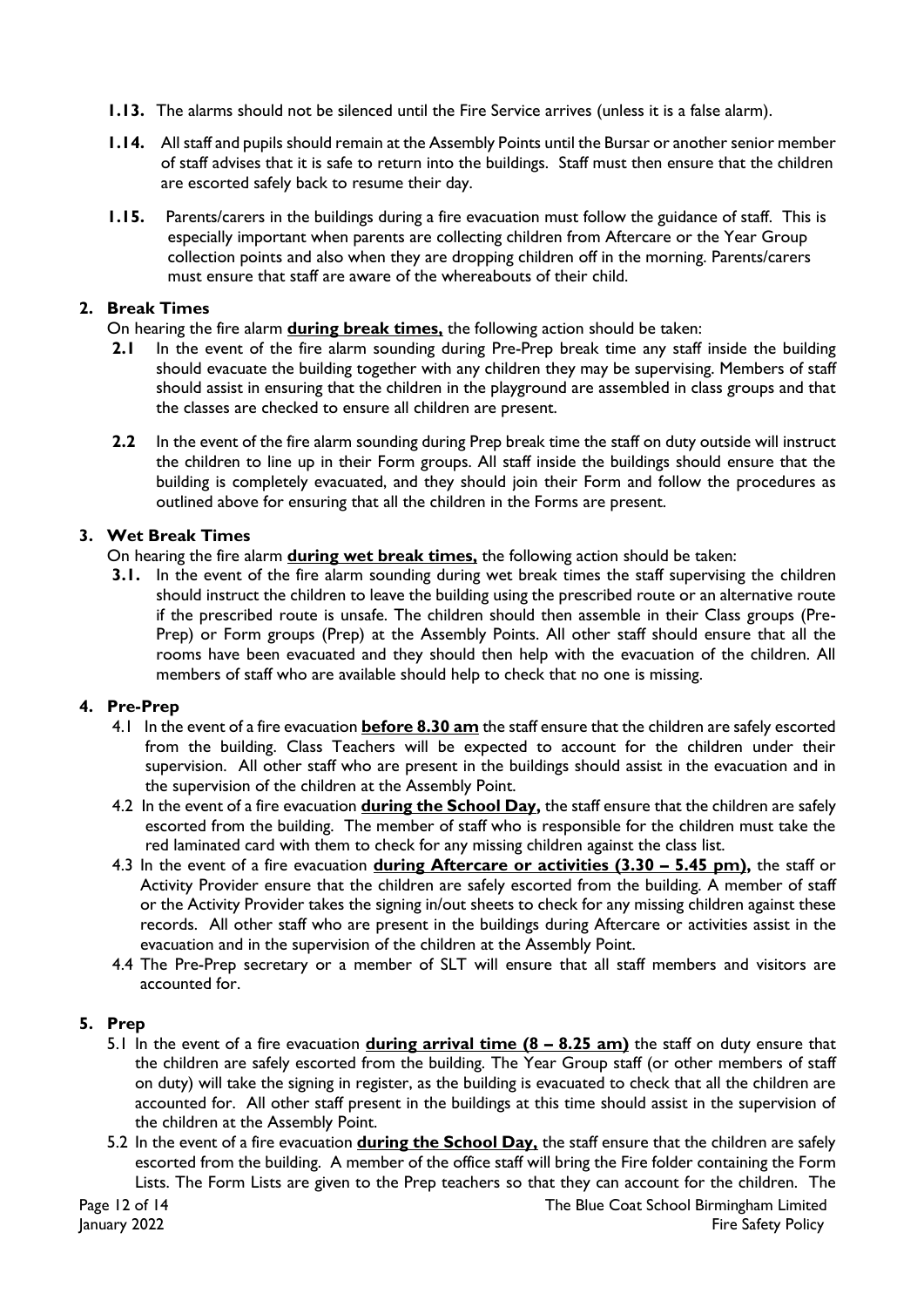**1.13.** The alarms should not be silenced until the Fire Service arrives (unless it is a false alarm).

**1.14.** All staff and pupils should remain at the Assembly Points until the Bursar or another senior member of staff advises that it is safe to return into the buildings. Staff must then ensure that the children are escorted safely back to resume their day.

**1.15.** Parents/carers in the buildings during a fire evacuation must follow the guidance of staff. This is especially important when parents are collecting children from Aftercare or the Year Group collection points and also when they are dropping children off in the morning. Parents/carers must ensure that staff are aware of the whereabouts of their child.

## 2. Break Times

On hearing the fire alarm **<u>during break times,</u>** the following action should be taken:

**2.1** In the event of the fire alarm sounding during Pre-Prep break time any staff inside the building should evacuate the building together with any children they may be supervising. Members of staff should assist in ensuring that the children in the playground are assembled in class groups and that the classes are checked to ensure all children are present.

**2.2** In the event of the fire alarm sounding during Prep break time the staff on duty outside will instruct the children to line up in their Form groups. All staff inside the buildings should ensure that the building is completely evacuated, and they should join their Form and follow the procedures as outlined above for ensuring that all the children in the Forms are present.

## 3. Wet Break Times

On hearing the fire alarm **<u>during wet break times,</u>** the following action should be taken:

**3.1.** In the event of the fire alarm sounding during wet break times the staff supervising the children should instruct the children to leave the building using the prescribed route or an alternative route if the prescribed route is unsafe. The children should then assemble in their Class groups (Pre-Prep) or Form groups (Prep) at the Assembly Points. All other staff should ensure that all the rooms have been evacuated and they should then help with the evacuation of the children. All members of staff who are available should help to check that no one is missing.

## 4. Pre-Prep

4.1 In the event of a fire evacuation **<u>before 8.30 am</u>** the staff ensure that the children are safely escorted from the building. Class Teachers will be expected to account for the children under their supervision. All other staff who are present in the buildings should assist in the evacuation and in the supervision of the children at the Assembly Point.

4.2 In the event of a fire evacuation **<u>during the School Day,</u>** the staff ensure that the children are safely escorted from the building. The member of staff who is responsible for the children must take the red laminated card with them to check for any missing children against the class list.

4.3 In the event of a fire evacuation **<u>during Aftercare or activities (3.30 – 5.45 pm),</u>** the staff or Activity Provider ensure that the children are safely escorted from the building. A member of staff or the Activity Provider takes the signing in/out sheets to check for any missing children against these records. All other staff who are present in the buildings during Aftercare or activities assist in the evacuation and in the supervision of the children at the Assembly Point.

4.4 The Pre-Prep secretary or a member of SLT will ensure that all staff members and visitors are accounted for.

## 5. Prep

5.1 In the event of a fire evacuation **<u>during arrival time (8 – 8.25 am)</u>** the staff on duty ensure that the children are safely escorted from the building. The Year Group staff (or other members of staff on duty) will take the signing in register, as the building is evacuated to check that all the children are accounted for. All other staff present in the buildings at this time should assist in the supervision of the children at the Assembly Point.

5.2 In the event of a fire evacuation **<u>during the School Day,</u>** the staff ensure that the children are safely escorted from the building. A member of the office staff will bring the Fire folder containing the Form Lists. The Form Lists are given to the Prep teachers so that they can account for the children. The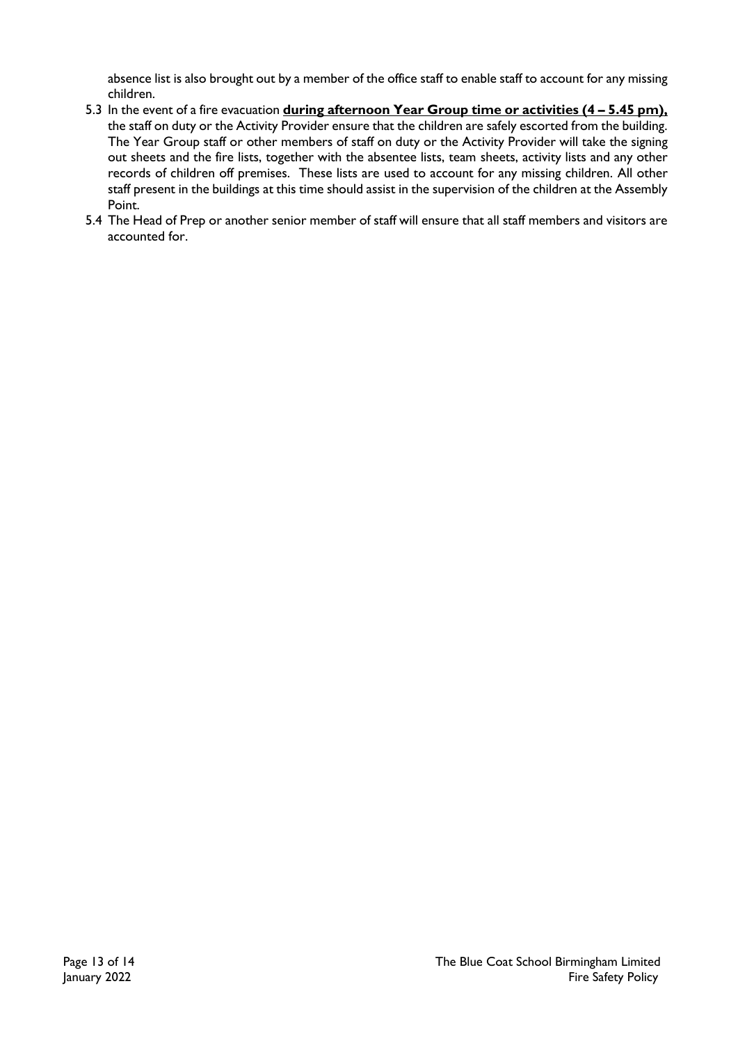absence list is also brought out by a member of the office staff to enable staff to account for any missing children.

5.3 In the event of a fire evacuation **<u>during afternoon Year Group time or activities (4 – 5.45 pm),</u>** the staff on duty or the Activity Provider ensure that the children are safely escorted from the building. The Year Group staff or other members of staff on duty or the Activity Provider will take the signing out sheets and the fire lists, together with the absentee lists, team sheets, activity lists and any other records of children off premises. These lists are used to account for any missing children. All other staff present in the buildings at this time should assist in the supervision of the children at the Assembly Point.

5.4 The Head of Prep or another senior member of staff will ensure that all staff members and visitors are accounted for.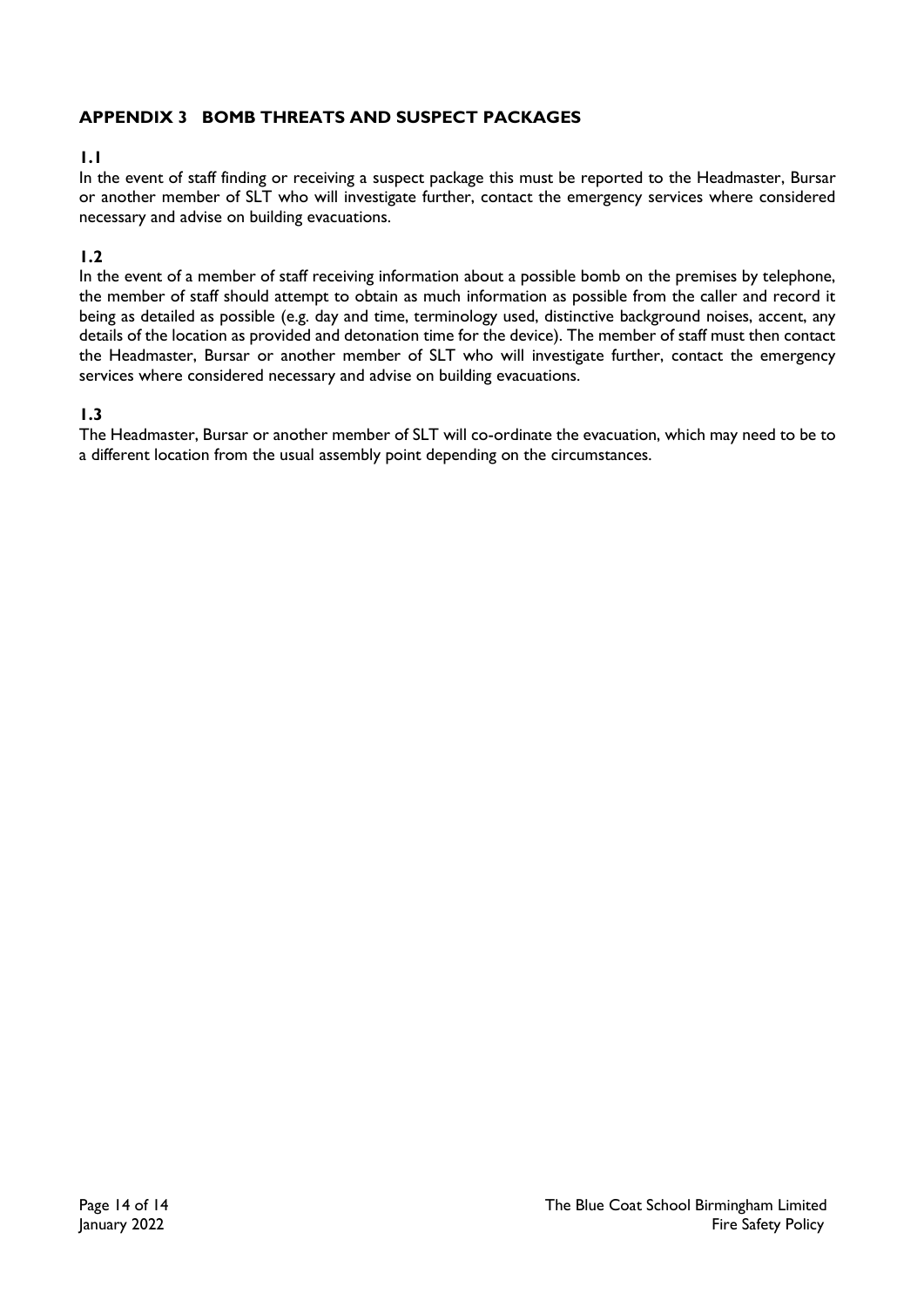## APPENDIX 3 BOMB THREATS AND SUSPECT PACKAGES

### 1.1

In the event of staff finding or receiving a suspect package this must be reported to the Headmaster, Bursar or another member of SLT who will investigate further, contact the emergency services where considered necessary and advise on building evacuations.

### 1.2

In the event of a member of staff receiving information about a possible bomb on the premises by telephone, the member of staff should attempt to obtain as much information as possible from the caller and record it being as detailed as possible (e.g. day and time, terminology used, distinctive background noises, accent, any details of the location as provided and detonation time for the device). The member of staff must then contact the Headmaster, Bursar or another member of SLT who will investigate further, contact the emergency services where considered necessary and advise on building evacuations.

### 1.3

The Headmaster, Bursar or another member of SLT will co-ordinate the evacuation, which may need to be to a different location from the usual assembly point depending on the circumstances.